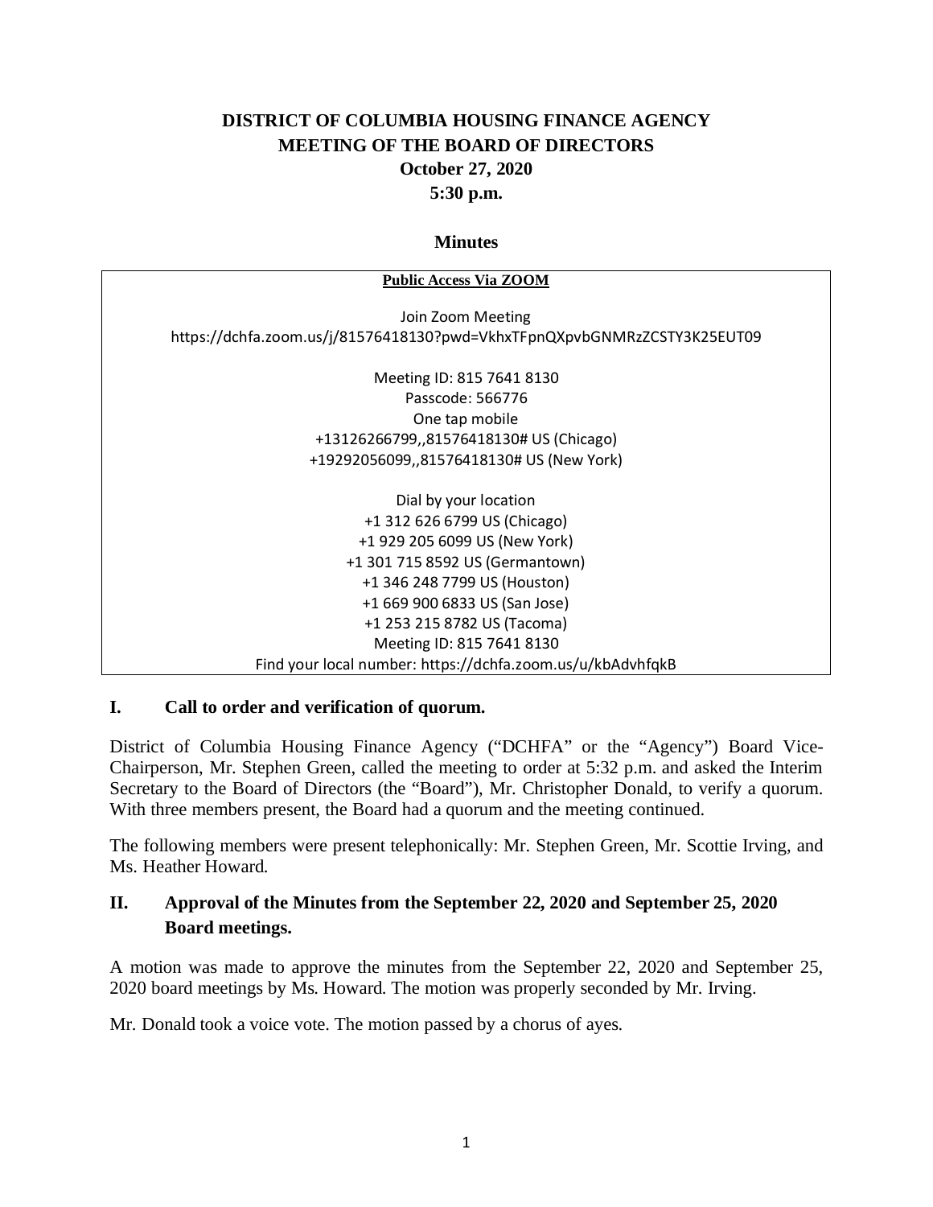# DISTRICT OF COLUMBIA HOUSING FINANCE AGENCY
# MEETING OF THE BOARD OF DIRECTORS
## October 27, 2020
## 5:30 p.m.

### Minutes

**Public Access Via ZOOM**

Join Zoom Meeting
https://dchfa.zoom.us/j/81576418130?pwd=VkhxTFpnQXpvbGNMRzZCSTY3K25EUT09

Meeting ID: 815 7641 8130
Passcode: 566776
One tap mobile
+13126266799,,81576418130# US (Chicago)
+19292056099,,81576418130# US (New York)

Dial by your location
+1 312 626 6799 US (Chicago)
+1 929 205 6099 US (New York)
+1 301 715 8592 US (Germantown)
+1 346 248 7799 US (Houston)
+1 669 900 6833 US (San Jose)
+1 253 215 8782 US (Tacoma)
Meeting ID: 815 7641 8130
Find your local number: https://dchfa.zoom.us/u/kbAdvhfqkB

## I. Call to order and verification of quorum.

District of Columbia Housing Finance Agency ("DCHFA" or the "Agency") Board Vice-Chairperson, Mr. Stephen Green, called the meeting to order at 5:32 p.m. and asked the Interim Secretary to the Board of Directors (the "Board"), Mr. Christopher Donald, to verify a quorum. With three members present, the Board had a quorum and the meeting continued.

The following members were present telephonically: Mr. Stephen Green, Mr. Scottie Irving, and Ms. Heather Howard.

## II. Approval of the Minutes from the September 22, 2020 and September 25, 2020 Board meetings.

A motion was made to approve the minutes from the September 22, 2020 and September 25, 2020 board meetings by Ms. Howard. The motion was properly seconded by Mr. Irving.

Mr. Donald took a voice vote. The motion passed by a chorus of ayes.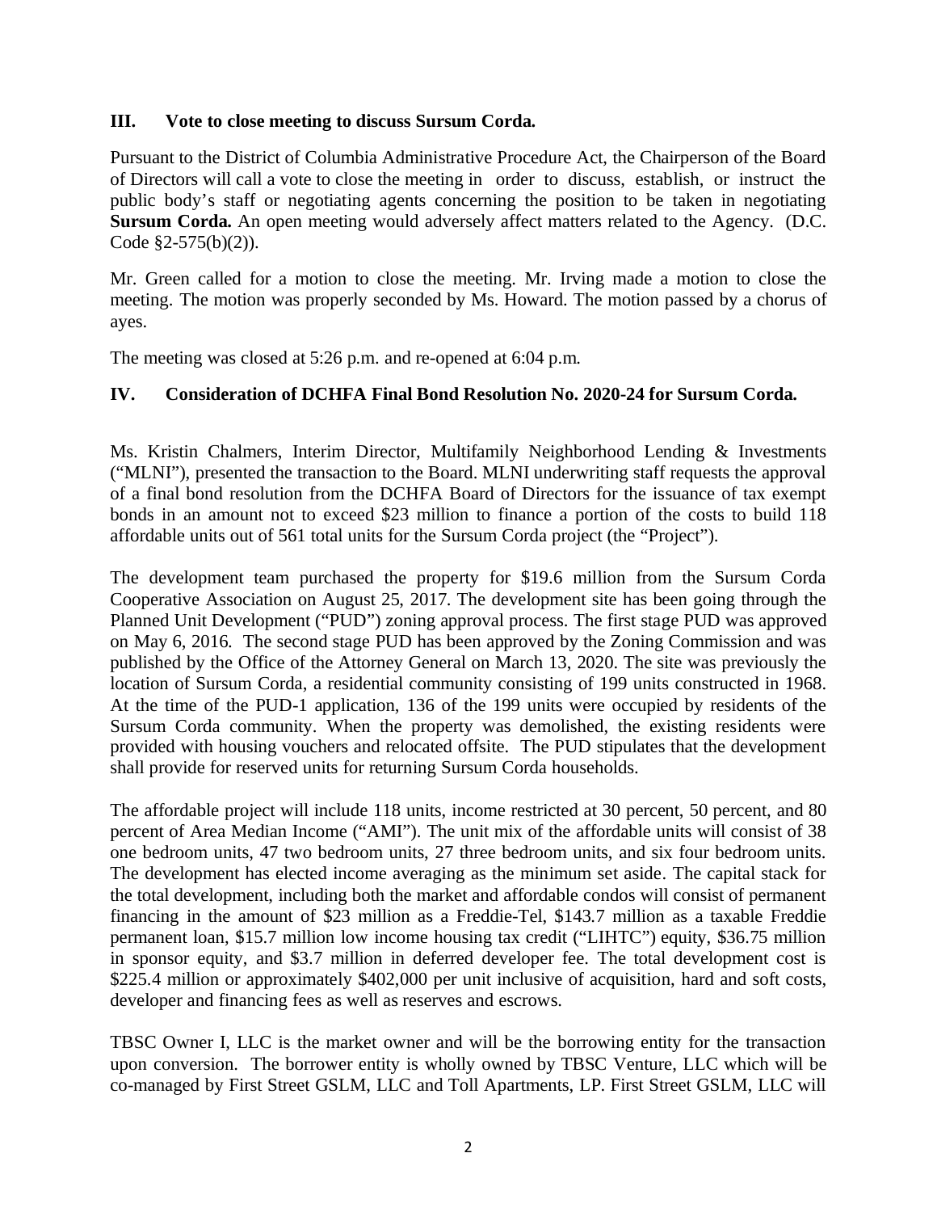## III. Vote to close meeting to discuss Sursum Corda.

Pursuant to the District of Columbia Administrative Procedure Act, the Chairperson of the Board of Directors will call a vote to close the meeting in order to discuss, establish, or instruct the public body's staff or negotiating agents concerning the position to be taken in negotiating **Sursum Corda.** An open meeting would adversely affect matters related to the Agency. (D.C. Code §2-575(b)(2)).

Mr. Green called for a motion to close the meeting. Mr. Irving made a motion to close the meeting. The motion was properly seconded by Ms. Howard. The motion passed by a chorus of ayes.

The meeting was closed at 5:26 p.m. and re-opened at 6:04 p.m.

## IV. Consideration of DCHFA Final Bond Resolution No. 2020-24 for Sursum Corda.

Ms. Kristin Chalmers, Interim Director, Multifamily Neighborhood Lending & Investments ("MLNI"), presented the transaction to the Board. MLNI underwriting staff requests the approval of a final bond resolution from the DCHFA Board of Directors for the issuance of tax exempt bonds in an amount not to exceed $23 million to finance a portion of the costs to build 118 affordable units out of 561 total units for the Sursum Corda project (the "Project").

The development team purchased the property for $19.6 million from the Sursum Corda Cooperative Association on August 25, 2017. The development site has been going through the Planned Unit Development ("PUD") zoning approval process. The first stage PUD was approved on May 6, 2016. The second stage PUD has been approved by the Zoning Commission and was published by the Office of the Attorney General on March 13, 2020. The site was previously the location of Sursum Corda, a residential community consisting of 199 units constructed in 1968. At the time of the PUD-1 application, 136 of the 199 units were occupied by residents of the Sursum Corda community. When the property was demolished, the existing residents were provided with housing vouchers and relocated offsite. The PUD stipulates that the development shall provide for reserved units for returning Sursum Corda households.

The affordable project will include 118 units, income restricted at 30 percent, 50 percent, and 80 percent of Area Median Income ("AMI"). The unit mix of the affordable units will consist of 38 one bedroom units, 47 two bedroom units, 27 three bedroom units, and six four bedroom units. The development has elected income averaging as the minimum set aside. The capital stack for the total development, including both the market and affordable condos will consist of permanent financing in the amount of $23 million as a Freddie-Tel, $143.7 million as a taxable Freddie permanent loan, $15.7 million low income housing tax credit ("LIHTC") equity, $36.75 million in sponsor equity, and $3.7 million in deferred developer fee. The total development cost is $225.4 million or approximately $402,000 per unit inclusive of acquisition, hard and soft costs, developer and financing fees as well as reserves and escrows.

TBSC Owner I, LLC is the market owner and will be the borrowing entity for the transaction upon conversion. The borrower entity is wholly owned by TBSC Venture, LLC which will be co-managed by First Street GSLM, LLC and Toll Apartments, LP. First Street GSLM, LLC will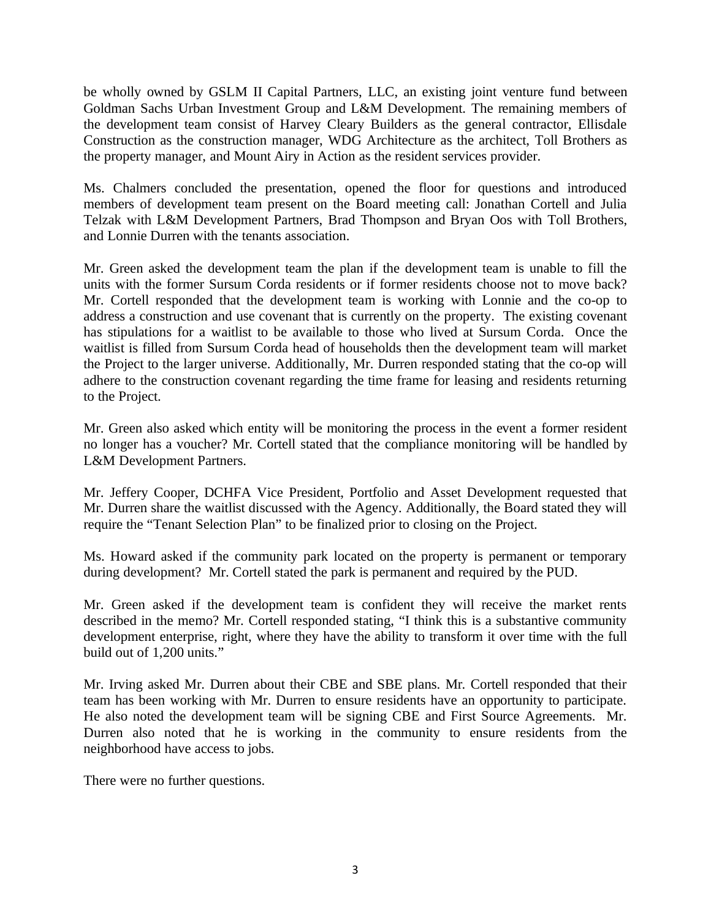be wholly owned by GSLM II Capital Partners, LLC, an existing joint venture fund between Goldman Sachs Urban Investment Group and L&M Development. The remaining members of the development team consist of Harvey Cleary Builders as the general contractor, Ellisdale Construction as the construction manager, WDG Architecture as the architect, Toll Brothers as the property manager, and Mount Airy in Action as the resident services provider.

Ms. Chalmers concluded the presentation, opened the floor for questions and introduced members of development team present on the Board meeting call: Jonathan Cortell and Julia Telzak with L&M Development Partners, Brad Thompson and Bryan Oos with Toll Brothers, and Lonnie Durren with the tenants association.

Mr. Green asked the development team the plan if the development team is unable to fill the units with the former Sursum Corda residents or if former residents choose not to move back? Mr. Cortell responded that the development team is working with Lonnie and the co-op to address a construction and use covenant that is currently on the property. The existing covenant has stipulations for a waitlist to be available to those who lived at Sursum Corda. Once the waitlist is filled from Sursum Corda head of households then the development team will market the Project to the larger universe. Additionally, Mr. Durren responded stating that the co-op will adhere to the construction covenant regarding the time frame for leasing and residents returning to the Project.

Mr. Green also asked which entity will be monitoring the process in the event a former resident no longer has a voucher? Mr. Cortell stated that the compliance monitoring will be handled by L&M Development Partners.

Mr. Jeffery Cooper, DCHFA Vice President, Portfolio and Asset Development requested that Mr. Durren share the waitlist discussed with the Agency. Additionally, the Board stated they will require the "Tenant Selection Plan" to be finalized prior to closing on the Project.

Ms. Howard asked if the community park located on the property is permanent or temporary during development? Mr. Cortell stated the park is permanent and required by the PUD.

Mr. Green asked if the development team is confident they will receive the market rents described in the memo? Mr. Cortell responded stating, "I think this is a substantive community development enterprise, right, where they have the ability to transform it over time with the full build out of 1,200 units."

Mr. Irving asked Mr. Durren about their CBE and SBE plans. Mr. Cortell responded that their team has been working with Mr. Durren to ensure residents have an opportunity to participate. He also noted the development team will be signing CBE and First Source Agreements. Mr. Durren also noted that he is working in the community to ensure residents from the neighborhood have access to jobs.

There were no further questions.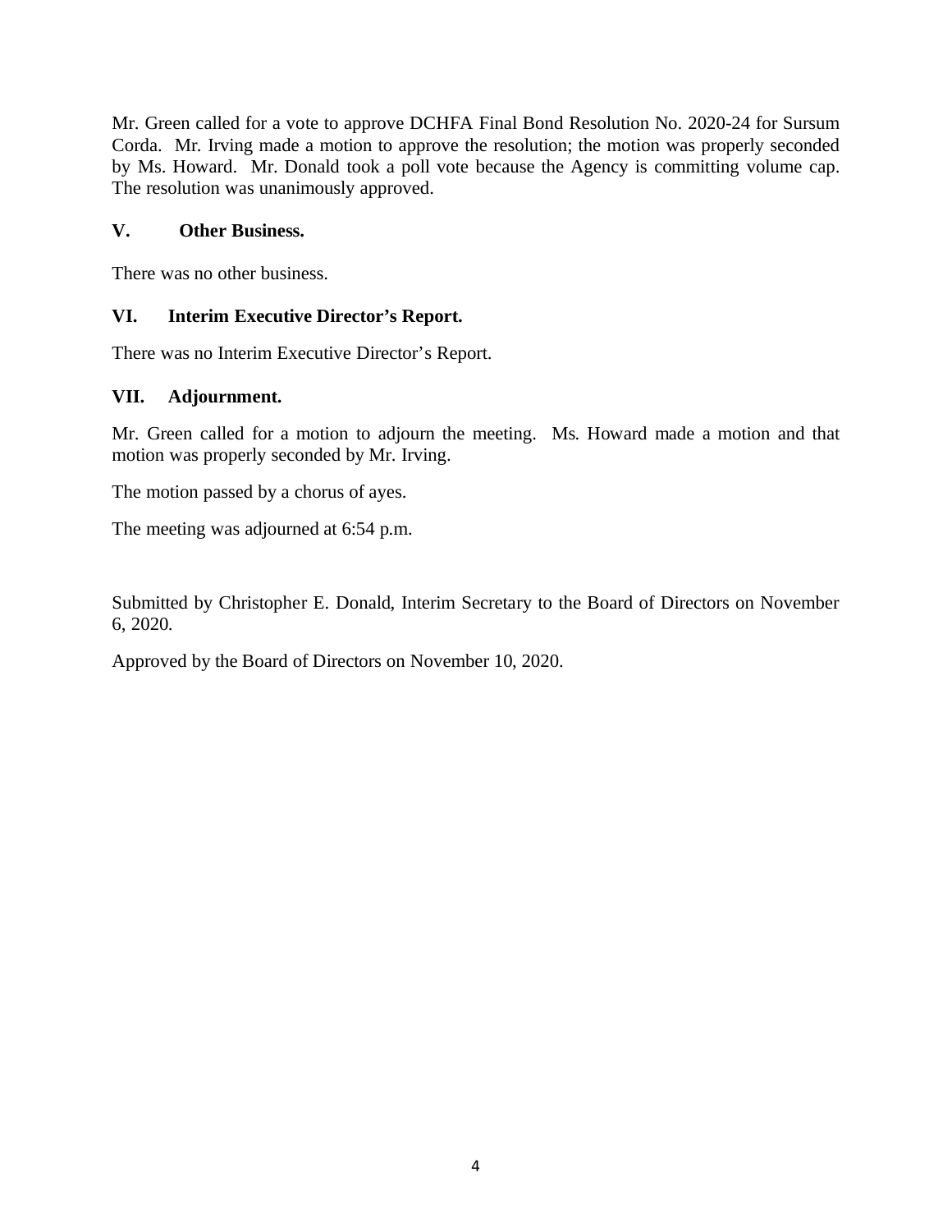Mr. Green called for a vote to approve DCHFA Final Bond Resolution No. 2020-24 for Sursum Corda. Mr. Irving made a motion to approve the resolution; the motion was properly seconded by Ms. Howard. Mr. Donald took a poll vote because the Agency is committing volume cap. The resolution was unanimously approved.

## V. Other Business.

There was no other business.

## VI. Interim Executive Director's Report.

There was no Interim Executive Director's Report.

## VII. Adjournment.

Mr. Green called for a motion to adjourn the meeting. Ms. Howard made a motion and that motion was properly seconded by Mr. Irving.

The motion passed by a chorus of ayes.

The meeting was adjourned at 6:54 p.m.

Submitted by Christopher E. Donald, Interim Secretary to the Board of Directors on November 6, 2020.

Approved by the Board of Directors on November 10, 2020.